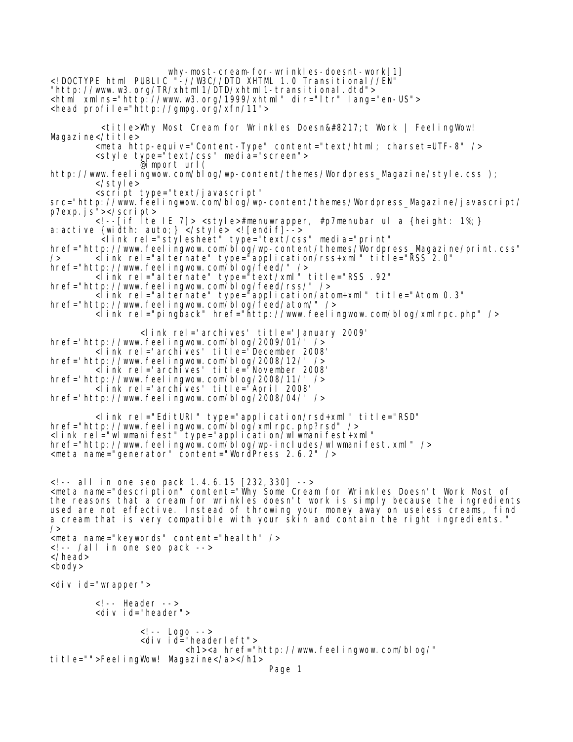why-most-cream-for-wrinkles-doesnt-work[1]

```
<!DOCTYPE html PUBLIC "-//W3C//DTD XHTML 1.0 Transitional//EN"
"http://www.w3.org/TR/xhtml1/DTD/xhtml1-transitional.dtd">
<html xmlns="http://www.w3.org/1999/xhtml" dir="ltr" lang="en-US">
<head profile="http://gmpg.org/xfn/11">

	<title>Why Most Cream for Wrinkles Doesn&#8217;t Work | FeelingWow!
Magazine</title>
	<meta http-equiv="Content-Type" content="text/html; charset=UTF-8" />
	<style type="text/css" media="screen">
		@import url(
http://www.feelingwow.com/blog/wp-content/themes/Wordpress_Magazine/style.css );
	</style>
	<script type="text/javascript"
src="http://www.feelingwow.com/blog/wp-content/themes/Wordpress_Magazine/javascript/
p7exp.js"></script>
	<!--[if lte IE 7]> <style>#menuwrapper, #p7menubar ul a {height: 1%;}
a:active {width: auto;} </style> <![endif]-->
	<link rel="stylesheet" type="text/css" media="print"
href="http://www.feelingwow.com/blog/wp-content/themes/Wordpress_Magazine/print.css"
/>	<link rel="alternate" type="application/rss+xml" title="RSS 2.0"
href="http://www.feelingwow.com/blog/feed/" />
	<link rel="alternate" type="text/xml" title="RSS .92"
href="http://www.feelingwow.com/blog/feed/rss/" />
	<link rel="alternate" type="application/atom+xml" title="Atom 0.3"
href="http://www.feelingwow.com/blog/feed/atom/" />
	<link rel="pingback" href="http://www.feelingwow.com/blog/xmlrpc.php" />

		<link rel='archives' title='January 2009'
href='http://www.feelingwow.com/blog/2009/01/' />
	<link rel='archives' title='December 2008'
href='http://www.feelingwow.com/blog/2008/12/' />
	<link rel='archives' title='November 2008'
href='http://www.feelingwow.com/blog/2008/11/' />
	<link rel='archives' title='April 2008'
href='http://www.feelingwow.com/blog/2008/04/' />

	<link rel="EditURI" type="application/rsd+xml" title="RSD"
href="http://www.feelingwow.com/blog/xmlrpc.php?rsd" />
<link rel="wlwmanifest" type="application/wlwmanifest+xml"
href="http://www.feelingwow.com/blog/wp-includes/wlwmanifest.xml" />
<meta name="generator" content="WordPress 2.6.2" />


<!-- all in one seo pack 1.4.6.15 [232,330] -->
<meta name="description" content="Why Some Cream for Wrinkles Doesn't Work Most of
the reasons that a cream for wrinkles doesn't work is simply because the ingredients
used are not effective. Instead of throwing your money away on useless creams, find
a cream that is very compatible with your skin and contain the right ingredients."
/>
<meta name="keywords" content="health" />
<!-- /all in one seo pack -->
</head>
<body>

<div id="wrapper">

	<!-- Header -->
	<div id="header">

		<!-- Logo -->
		<div id="headerleft">
			<h1><a href="http://www.feelingwow.com/blog/"
title="">FeelingWow! Magazine</a></h1>
```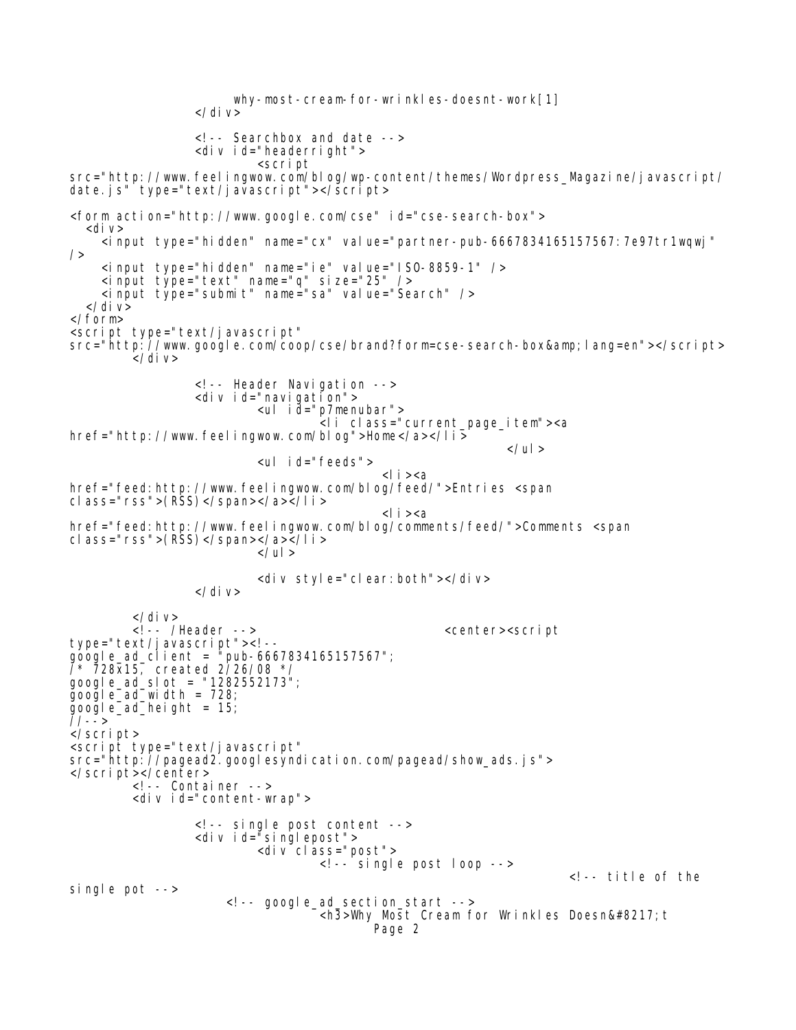```
                        why-most-cream-for-wrinkles-doesnt-work[1]
                </div>

                <!-- Searchbox and date -->
                <div id="headerright">
                        <script
src="http://www.feelingwow.com/blog/wp-content/themes/Wordpress_Magazine/javascript/
date.js" type="text/javascript"></script>

<form action="http://www.google.com/cse" id="cse-search-box">
  <div>
    <input type="hidden" name="cx" value="partner-pub-6667834165157567:7e97tr1wqwj"
/>
    <input type="hidden" name="ie" value="ISO-8859-1" />
    <input type="text" name="q" size="25" />
    <input type="submit" name="sa" value="Search" />
  </div>
</form>
<script type="text/javascript"
src="http://www.google.com/coop/cse/brand?form=cse-search-box&amp;lang=en"></script>
        </div>

                <!-- Header Navigation -->
                <div id="navigation">
                        <ul id="p7menubar">
                                <li class="current_page_item"><a
href="http://www.feelingwow.com/blog">Home</a></li>
                                                                </ul>
                        <ul id="feeds">
                                        <li><a
href="feed:http://www.feelingwow.com/blog/feed/">Entries <span
class="rss">(RSS)</span></a></li>
                                        <li><a
href="feed:http://www.feelingwow.com/blog/comments/feed/">Comments <span
class="rss">(RSS)</span></a></li>
                        </ul>

                        <div style="clear:both"></div>
                </div>

        </div>
        <!-- /Header -->                            <center><script
type="text/javascript"><!--
google_ad_client = "pub-6667834165157567";
/* 728x15, created 2/26/08 */
google_ad_slot = "1282552173";
google_ad_width = 728;
google_ad_height = 15;
//-->
</script>
<script type="text/javascript"
src="http://pagead2.googlesyndication.com/pagead/show_ads.js">
</script></center>
        <!-- Container -->
        <div id="content-wrap">

                <!-- single post content -->
                <div id="singlepost">
                        <div class="post">
                                <!-- single post loop -->
                                                                <!-- title of the
single pot -->
                    <!-- google_ad_section_start -->
                                <h3>Why Most Cream for Wrinkles Doesn&#8217;t
```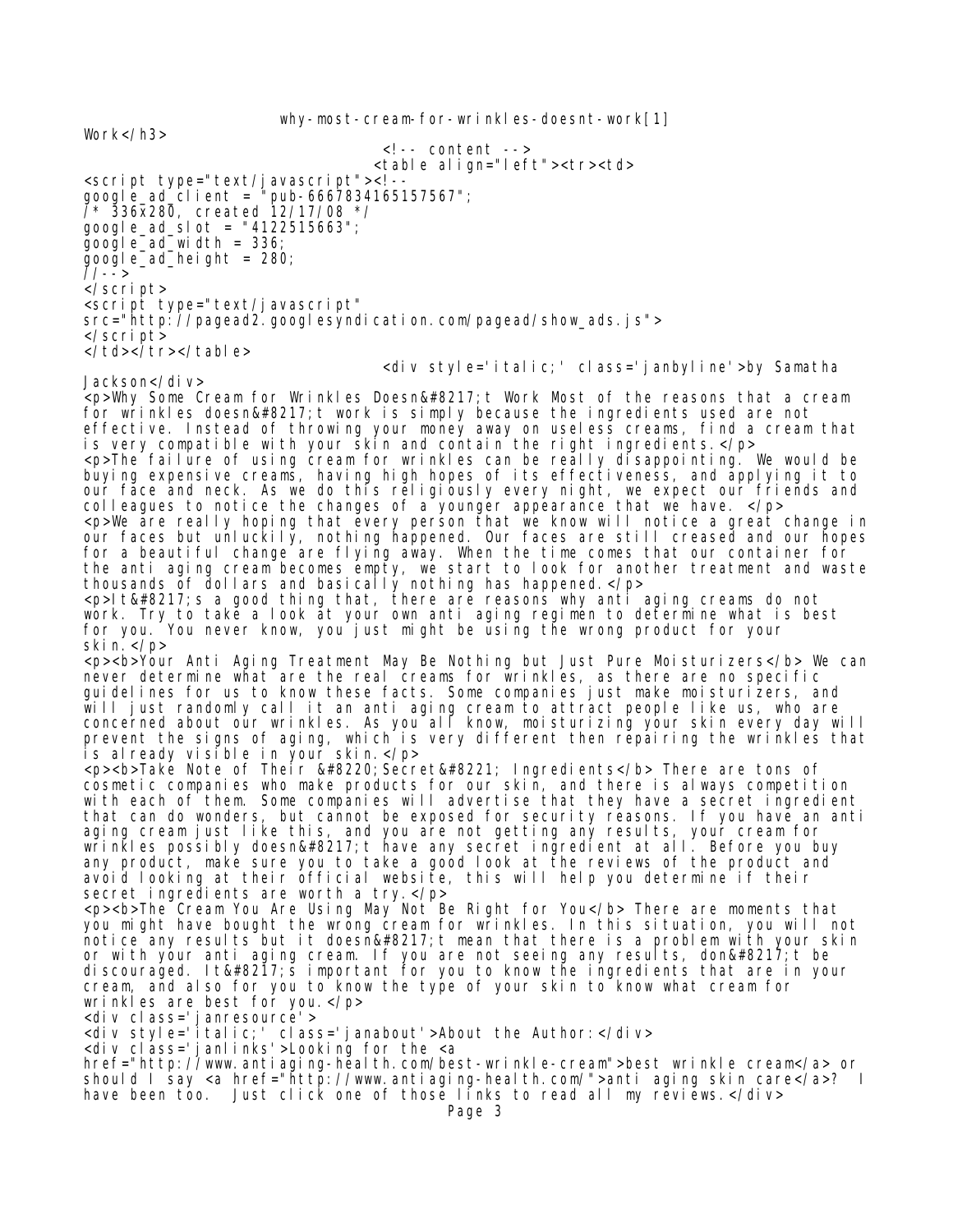Work</h3>

```
                                    <!-- content -->
                                   <table align="left"><tr><td>
<script type="text/javascript"><!--
google_ad_client = "pub-6667834165157567";
/* 336x280, created 12/17/08 */
google_ad_slot = "4122515663";
google_ad_width = 336;
google_ad_height = 280;
//-->
</script>
<script type="text/javascript"
src="http://pagead2.googlesyndication.com/pagead/show_ads.js">
</script>
</td></tr></table>
                                    <div style='italic;' class='janbyline'>by Samatha
Jackson</div>
<p>Why Some Cream for Wrinkles Doesn&#8217;t Work Most of the reasons that a cream for wrinkles doesn&#8217;t work is simply because the ingredients used are not effective. Instead of throwing your money away on useless creams, find a cream that is very compatible with your skin and contain the right ingredients.</p>
<p>The failure of using cream for wrinkles can be really disappointing. We would be buying expensive creams, having high hopes of its effectiveness, and applying it to our face and neck. As we do this religiously every night, we expect our friends and colleagues to notice the changes of a younger appearance that we have. </p>
<p>We are really hoping that every person that we know will notice a great change in our faces but unluckily, nothing happened. Our faces are still creased and our hopes for a beautiful change are flying away. When the time comes that our container for the anti aging cream becomes empty, we start to look for another treatment and waste thousands of dollars and basically nothing has happened.</p>
<p>It&#8217;s a good thing that, there are reasons why anti aging creams do not work. Try to take a look at your own anti aging regimen to determine what is best for you. You never know, you just might be using the wrong product for your skin.</p>
<p><b>Your Anti Aging Treatment May Be Nothing but Just Pure Moisturizers</b> We can never determine what are the real creams for wrinkles, as there are no specific guidelines for us to know these facts. Some companies just make moisturizers, and will just randomly call it an anti aging cream to attract people like us, who are concerned about our wrinkles. As you all know, moisturizing your skin every day will prevent the signs of aging, which is very different then repairing the wrinkles that is already visible in your skin.</p>
<p><b>Take Note of Their &#8220;Secret&#8221; Ingredients</b> There are tons of cosmetic companies who make products for our skin, and there is always competition with each of them. Some companies will advertise that they have a secret ingredient that can do wonders, but cannot be exposed for security reasons. If you have an anti aging cream just like this, and you are not getting any results, your cream for wrinkles possibly doesn&#8217;t have any secret ingredient at all. Before you buy any product, make sure you to take a good look at the reviews of the product and avoid looking at their official website, this will help you determine if their secret ingredients are worth a try.</p>
<p><b>The Cream You Are Using May Not Be Right for You</b> There are moments that you might have bought the wrong cream for wrinkles. In this situation, you will not notice any results but it doesn&#8217;t mean that there is a problem with your skin or with your anti aging cream. If you are not seeing any results, don&#8217;t be discouraged. It&#8217;s important for you to know the ingredients that are in your cream, and also for you to know the type of your skin to know what cream for wrinkles are best for you.</p>
<div class='janresource'>
<div style='italic;' class='janabout'>About the Author:</div>
<div class='janlinks'>Looking for the <a
href="http://www.antiaging-health.com/best-wrinkle-cream">best wrinkle cream</a> or should I say <a href="http://www.antiaging-health.com/">anti aging skin care</a>?  I have been too.  Just click one of those links to read all my reviews.</div>
```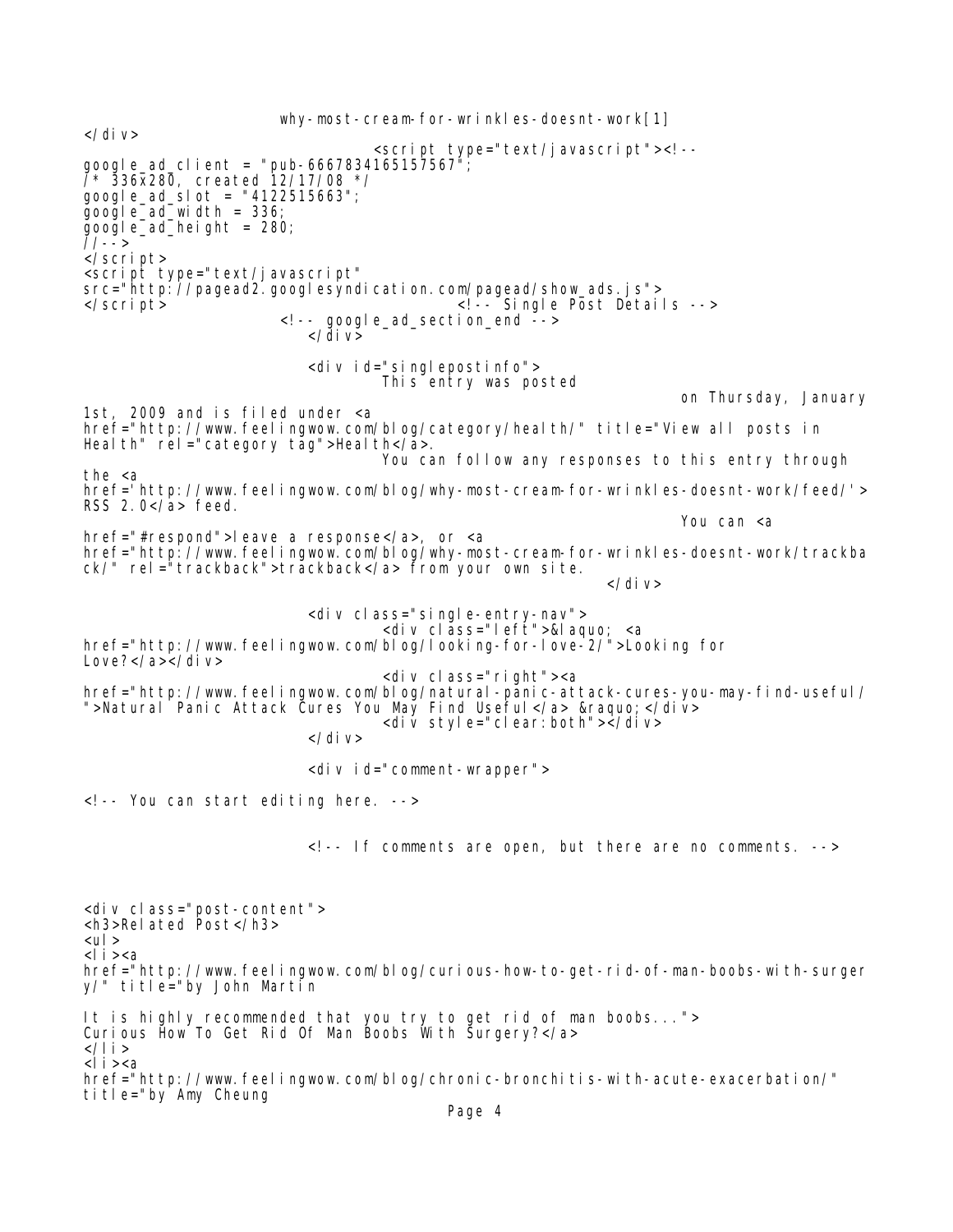```
                    why-most-cream-for-wrinkles-doesnt-work[1]
</div>
                                <script type="text/javascript"><!--
google_ad_client = "pub-6667834165157567";
/* 336x280, created 12/17/08 */
google_ad_slot = "4122515663";
google_ad_width = 336;
google_ad_height = 280;
//-->
</script>
<script type="text/javascript"
src="http://pagead2.googlesyndication.com/pagead/show_ads.js">
</script>                                  <!-- Single Post Details -->
                    <!-- google_ad_section_end -->
                      </div>

                      <div id="singlepostinfo">
                              This entry was posted
                                                                  on Thursday, January
1st, 2009 and is filed under <a
href="http://www.feelingwow.com/blog/category/health/" title="View all posts in
Health" rel="category tag">Health</a>.
                              You can follow any responses to this entry through
the <a
href='http://www.feelingwow.com/blog/why-most-cream-for-wrinkles-doesnt-work/feed/'>
RSS 2.0</a> feed.
                                                                  You can <a
href="#respond">leave a response</a>, or <a
href="http://www.feelingwow.com/blog/why-most-cream-for-wrinkles-doesnt-work/trackba
ck/" rel="trackback">trackback</a> from your own site.
                                                             </div>

                      <div class="single-entry-nav">
                              <div class="left">&laquo; <a
href="http://www.feelingwow.com/blog/looking-for-love-2/">Looking for
Love?</a></div>
                              <div class="right"><a
href="http://www.feelingwow.com/blog/natural-panic-attack-cures-you-may-find-useful/
">Natural Panic Attack Cures You May Find Useful</a> &raquo;</div>
                              <div style="clear:both"></div>
                      </div>

                      <div id="comment-wrapper">

<!-- You can start editing here. -->


                      <!-- If comments are open, but there are no comments. -->



<div class="post-content">
<h3>Related Post</h3>
<ul>
<li><a
href="http://www.feelingwow.com/blog/curious-how-to-get-rid-of-man-boobs-with-surger
y/" title="by John Martin

It is highly recommended that you try to get rid of man boobs...">
Curious How To Get Rid Of Man Boobs With Surgery?</a>
</li>
<li><a
href="http://www.feelingwow.com/blog/chronic-bronchitis-with-acute-exacerbation/"
title="by Amy Cheung
```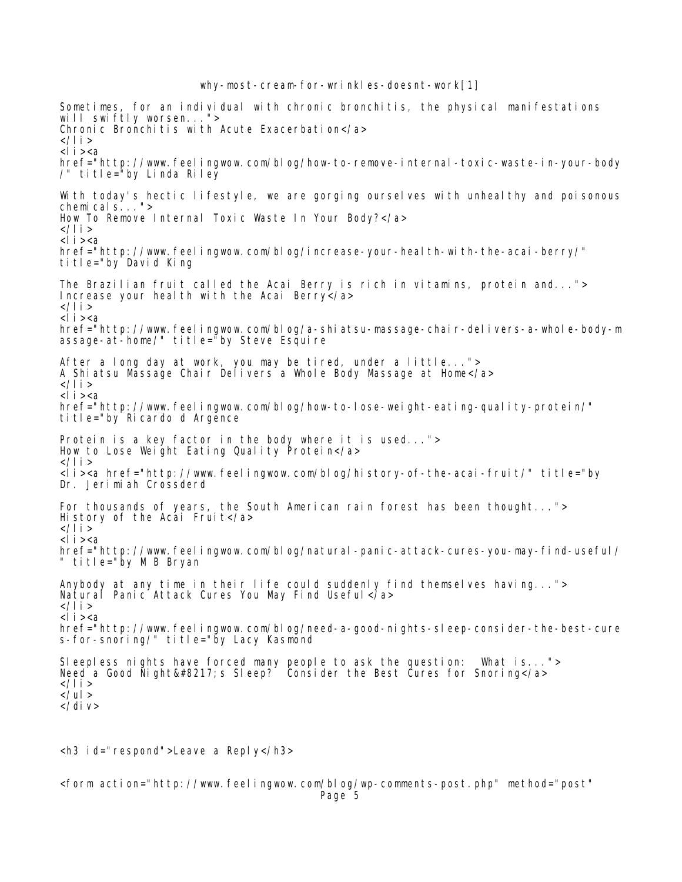```
Sometimes, for an individual with chronic bronchitis, the physical manifestations 
will swiftly worsen...">
Chronic Bronchitis with Acute Exacerbation</a>
</li>
<li><a
href="http://www.feelingwow.com/blog/how-to-remove-internal-toxic-waste-in-your-body
/" title="by Linda Riley

With today's hectic lifestyle, we are gorging ourselves with unhealthy and poisonous 
chemicals...">
How To Remove Internal Toxic Waste In Your Body?</a>
</li>
<li><a
href="http://www.feelingwow.com/blog/increase-your-health-with-the-acai-berry/"
title="by David King

The Brazilian fruit called the Acai Berry is rich in vitamins, protein and...">
Increase your health with the Acai Berry</a>
</li>
<li><a
href="http://www.feelingwow.com/blog/a-shiatsu-massage-chair-delivers-a-whole-body-m
assage-at-home/" title="by Steve Esquire

After a long day at work, you may be tired, under a little...">
A Shiatsu Massage Chair Delivers a Whole Body Massage at Home</a>
</li>
<li><a
href="http://www.feelingwow.com/blog/how-to-lose-weight-eating-quality-protein/"
title="by Ricardo d Argence

Protein is a key factor in the body where it is used...">
How to Lose Weight Eating Quality Protein</a>
</li>
<li><a href="http://www.feelingwow.com/blog/history-of-the-acai-fruit/" title="by 
Dr. Jerimiah Crossderd

For thousands of years, the South American rain forest has been thought...">
History of the Acai Fruit</a>
</li>
<li><a
href="http://www.feelingwow.com/blog/natural-panic-attack-cures-you-may-find-useful/
" title="by M B Bryan

Anybody at any time in their life could suddenly find themselves having...">
Natural Panic Attack Cures You May Find Useful</a>
</li>
<li><a
href="http://www.feelingwow.com/blog/need-a-good-nights-sleep-consider-the-best-cure
s-for-snoring/" title="by Lacy Kasmond

Sleepless nights have forced many people to ask the question:  What is...">
Need a Good Night&#8217;s Sleep?  Consider the Best Cures for Snoring</a>
</li>
</ul>
</div>



<h3 id="respond">Leave a Reply</h3>


<form action="http://www.feelingwow.com/blog/wp-comments-post.php" method="post"
```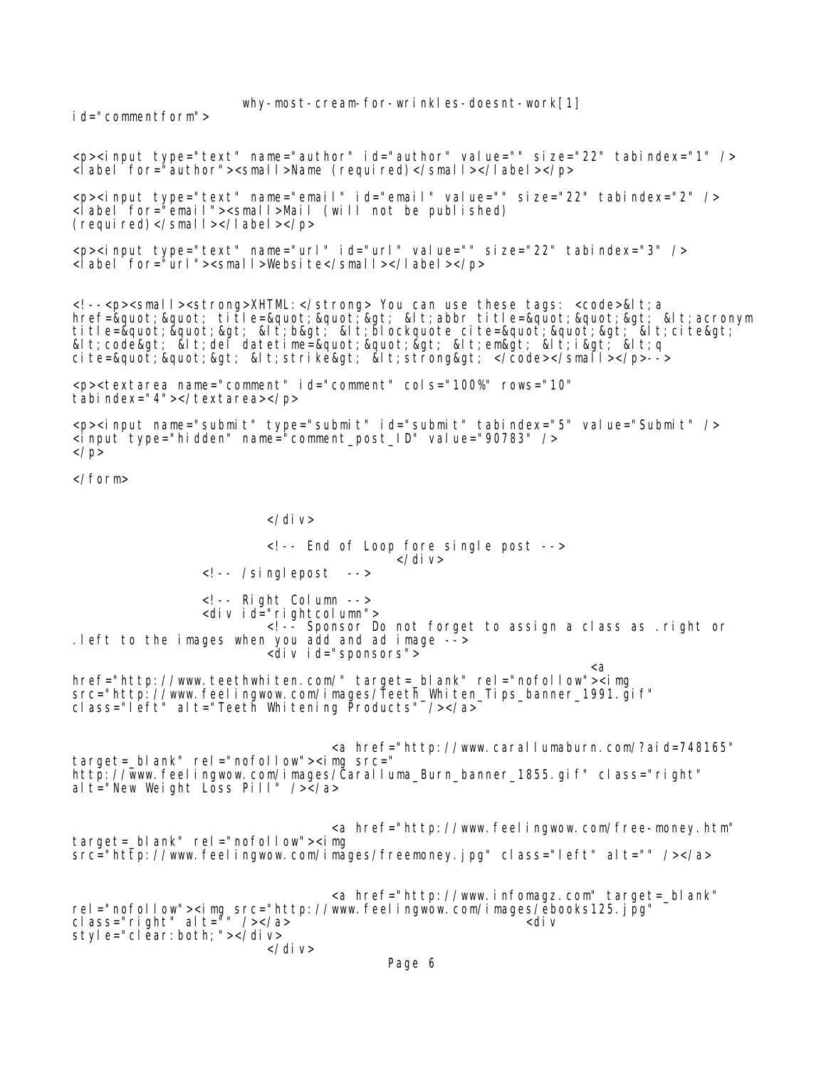```
id="commentform">

<p><input type="text" name="author" id="author" value="" size="22" tabindex="1" />
<label for="author"><small>Name (required)</small></label></p>

<p><input type="text" name="email" id="email" value="" size="22" tabindex="2" />
<label for="email"><small>Mail (will not be published)
(required)</small></label></p>

<p><input type="text" name="url" id="url" value="" size="22" tabindex="3" />
<label for="url"><small>Website</small></label></p>


<!--<p><small><strong>XHTML:</strong> You can use these tags: <code>&lt;a
href=&quot;&quot; title=&quot;&quot;&gt; &lt;abbr title=&quot;&quot;&gt; &lt;acronym
title=&quot;&quot;&gt; &lt;b&gt; &lt;blockquote cite=&quot;&quot;&gt; &lt;cite&gt;
&lt;code&gt; &lt;del datetime=&quot;&quot;&gt; &lt;em&gt; &lt;i&gt; &lt;q
cite=&quot;&quot;&gt; &lt;strike&gt; &lt;strong&gt; </code></small></p>-->

<p><textarea name="comment" id="comment" cols="100%" rows="10"
tabindex="4"></textarea></p>

<p><input name="submit" type="submit" id="submit" tabindex="5" value="Submit" />
<input type="hidden" name="comment_post_ID" value="90783" />
</p>

</form>


                        </div>

                        <!-- End of Loop fore single post -->
                                        </div>
                <!-- /singlepost  -->

                <!-- Right Column -->
                <div id="rightcolumn">
                        <!-- Sponsor Do not forget to assign a class as .right or
.left to the images when you add and ad image -->
                        <div id="sponsors">
                                                                        <a
href="http://www.teethwhiten.com/" target=_blank" rel="nofollow"><img
src="http://www.feelingwow.com/images/Teeth_Whiten_Tips_banner_1991.gif"
class="left" alt="Teeth Whitening Products" /></a>


                                <a href="http://www.caralluma burn.com/?aid=748165"
target=_blank" rel="nofollow"><img src="
http://www.feelingwow.com/images/Caralluma_Burn_banner_1855.gif" class="right"
alt="New Weight Loss Pill" /></a>


                                <a href="http://www.feelingwow.com/free-money.htm"
target=_blank" rel="nofollow"><img
src="http://www.feelingwow.com/images/freemoney.jpg" class="left" alt="" /></a>


                                <a href="http://www.infomagz.com" target=_blank"
rel="nofollow"><img src="http://www.feelingwow.com/images/ebooks125.jpg"
class="right" alt="" /></a>                                     <div
style="clear:both;"></div>
                        </div>
```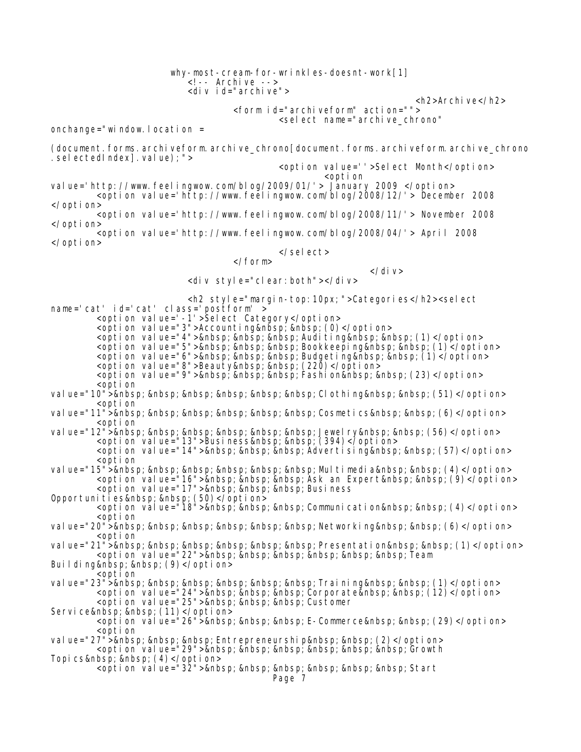why-most-cream-for-wrinkles-doesnt-work[1]

```
                    <!-- Archive -->
                    <div id="archive">
                                                        <h2>Archive</h2>
                              <form id="archiveform" action="">
                                        <select name="archive_chrono"
onchange="window.location =
(document.forms.archiveform.archive_chrono[document.forms.archiveform.archive_chrono
.selectedIndex].value);">
                                        <option value=''>Select Month</option>
                                                  <option
value='http://www.feelingwow.com/blog/2009/01/'> January 2009 </option>
        <option value='http://www.feelingwow.com/blog/2008/12/'> December 2008
</option>
        <option value='http://www.feelingwow.com/blog/2008/11/'> November 2008
</option>
        <option value='http://www.feelingwow.com/blog/2008/04/'> April 2008
</option>
                                        </select>
                              </form>
                                                  </div>
                    <div style="clear:both"></div>

                    <h2 style="margin-top:10px;">Categories</h2><select
name='cat' id='cat' class='postform' >
        <option value='-1'>Select Category</option>
        <option value="3">Accounting&nbsp;&nbsp;(0)</option>
        <option value="4">&nbsp;&nbsp;&nbsp;Auditing&nbsp;&nbsp;(1)</option>
        <option value="5">&nbsp;&nbsp;&nbsp;Bookkeeping&nbsp;&nbsp;(1)</option>
        <option value="6">&nbsp;&nbsp;&nbsp;Budgeting&nbsp;&nbsp;(1)</option>
        <option value="8">Beauty&nbsp;&nbsp;(220)</option>
        <option value="9">&nbsp;&nbsp;&nbsp;Fashion&nbsp;&nbsp;(23)</option>
        <option
value="10">&nbsp;&nbsp;&nbsp;&nbsp;&nbsp;&nbsp;Clothing&nbsp;&nbsp;(51)</option>
        <option
value="11">&nbsp;&nbsp;&nbsp;&nbsp;&nbsp;&nbsp;Cosmetics&nbsp;&nbsp;(6)</option>
        <option
value="12">&nbsp;&nbsp;&nbsp;&nbsp;&nbsp;&nbsp;Jewelry&nbsp;&nbsp;(56)</option>
        <option value="13">Business&nbsp;&nbsp;(394)</option>
        <option value="14">&nbsp;&nbsp;&nbsp;Advertising&nbsp;&nbsp;(57)</option>
        <option
value="15">&nbsp;&nbsp;&nbsp;&nbsp;&nbsp;&nbsp;Multimedia&nbsp;&nbsp;(4)</option>
        <option value="16">&nbsp;&nbsp;&nbsp;Ask an Expert&nbsp;&nbsp;(9)</option>
        <option value="17">&nbsp;&nbsp;&nbsp;Business
Opportunities&nbsp;&nbsp;(50)</option>
        <option value="18">&nbsp;&nbsp;&nbsp;Communication&nbsp;&nbsp;(4)</option>
        <option
value="20">&nbsp;&nbsp;&nbsp;&nbsp;&nbsp;&nbsp;Networking&nbsp;&nbsp;(6)</option>
        <option
value="21">&nbsp;&nbsp;&nbsp;&nbsp;&nbsp;&nbsp;Presentation&nbsp;&nbsp;(1)</option>
        <option value="22">&nbsp;&nbsp;&nbsp;&nbsp;&nbsp;&nbsp;Team
Building&nbsp;&nbsp;(9)</option>
        <option
value="23">&nbsp;&nbsp;&nbsp;&nbsp;&nbsp;&nbsp;Training&nbsp;&nbsp;(1)</option>
        <option value="24">&nbsp;&nbsp;&nbsp;Corporate&nbsp;&nbsp;(12)</option>
        <option value="25">&nbsp;&nbsp;&nbsp;Customer
Service&nbsp;&nbsp;(11)</option>
        <option value="26">&nbsp;&nbsp;&nbsp;E-Commerce&nbsp;&nbsp;(29)</option>
        <option
value="27">&nbsp;&nbsp;&nbsp;Entrepreneurship&nbsp;&nbsp;(2)</option>
        <option value="29">&nbsp;&nbsp;&nbsp;&nbsp;&nbsp;&nbsp;Growth
Topics&nbsp;&nbsp;(4)</option>
        <option value="32">&nbsp;&nbsp;&nbsp;&nbsp;&nbsp;&nbsp;Start
```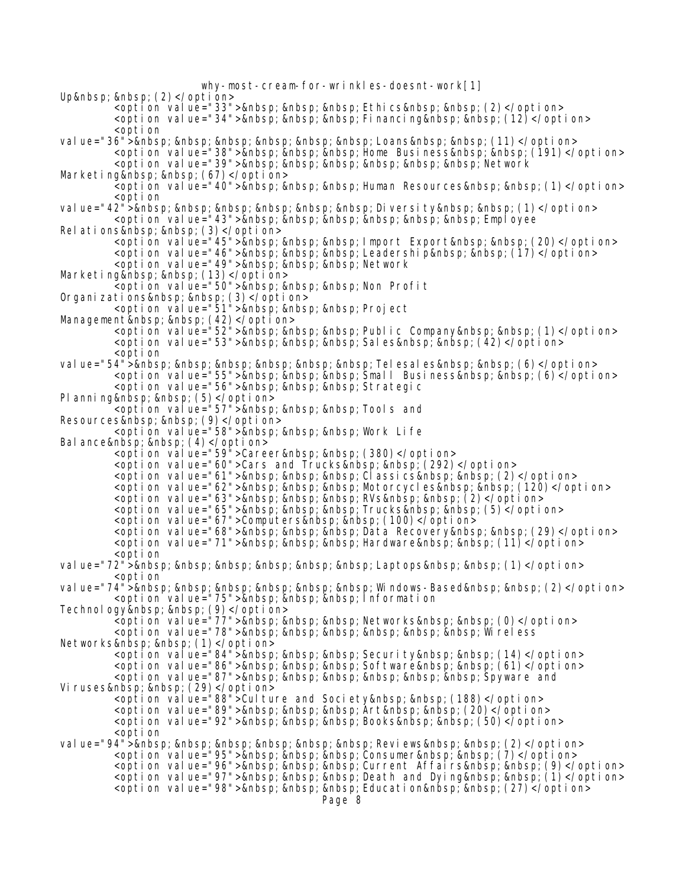```
Up&nbsp;&nbsp;(2)</option>
        <option value="33">&nbsp;&nbsp;&nbsp;Ethics&nbsp;&nbsp;(2)</option>
        <option value="34">&nbsp;&nbsp;&nbsp;Financing&nbsp;&nbsp;(12)</option>
        <option
value="36">&nbsp;&nbsp;&nbsp;&nbsp;&nbsp;&nbsp;Loans&nbsp;&nbsp;(11)</option>
        <option value="38">&nbsp;&nbsp;&nbsp;Home Business&nbsp;&nbsp;(191)</option>
        <option value="39">&nbsp;&nbsp;&nbsp;&nbsp;&nbsp;&nbsp;Network
Marketing&nbsp;&nbsp;(67)</option>
        <option value="40">&nbsp;&nbsp;&nbsp;Human Resources&nbsp;&nbsp;(1)</option>
        <option
value="42">&nbsp;&nbsp;&nbsp;&nbsp;&nbsp;&nbsp;Diversity&nbsp;&nbsp;(1)</option>
        <option value="43">&nbsp;&nbsp;&nbsp;&nbsp;&nbsp;&nbsp;Employee
Relations&nbsp;&nbsp;(3)</option>
        <option value="45">&nbsp;&nbsp;&nbsp;Import Export&nbsp;&nbsp;(20)</option>
        <option value="46">&nbsp;&nbsp;&nbsp;Leadership&nbsp;&nbsp;(17)</option>
        <option value="49">&nbsp;&nbsp;&nbsp;Network
Marketing&nbsp;&nbsp;(13)</option>
        <option value="50">&nbsp;&nbsp;&nbsp;Non Profit
Organizations&nbsp;&nbsp;(3)</option>
        <option value="51">&nbsp;&nbsp;&nbsp;Project
Management&nbsp;&nbsp;(42)</option>
        <option value="52">&nbsp;&nbsp;&nbsp;Public Company&nbsp;&nbsp;(1)</option>
        <option value="53">&nbsp;&nbsp;&nbsp;Sales&nbsp;&nbsp;(42)</option>
        <option
value="54">&nbsp;&nbsp;&nbsp;&nbsp;&nbsp;&nbsp;Telesales&nbsp;&nbsp;(6)</option>
        <option value="55">&nbsp;&nbsp;&nbsp;Small Business&nbsp;&nbsp;(6)</option>
        <option value="56">&nbsp;&nbsp;&nbsp;Strategic
Planning&nbsp;&nbsp;(5)</option>
        <option value="57">&nbsp;&nbsp;&nbsp;Tools and
Resources&nbsp;&nbsp;(9)</option>
        <option value="58">&nbsp;&nbsp;&nbsp;Work Life
Balance&nbsp;&nbsp;(4)</option>
        <option value="59">Career&nbsp;&nbsp;(380)</option>
        <option value="60">Cars and Trucks&nbsp;&nbsp;(292)</option>
        <option value="61">&nbsp;&nbsp;&nbsp;Classics&nbsp;&nbsp;(2)</option>
        <option value="62">&nbsp;&nbsp;&nbsp;Motorcycles&nbsp;&nbsp;(120)</option>
        <option value="63">&nbsp;&nbsp;&nbsp;RVs&nbsp;&nbsp;(2)</option>
        <option value="65">&nbsp;&nbsp;&nbsp;Trucks&nbsp;&nbsp;(5)</option>
        <option value="67">Computers&nbsp;&nbsp;(100)</option>
        <option value="68">&nbsp;&nbsp;&nbsp;Data Recovery&nbsp;&nbsp;(29)</option>
        <option value="71">&nbsp;&nbsp;&nbsp;Hardware&nbsp;&nbsp;(11)</option>
        <option
value="72">&nbsp;&nbsp;&nbsp;&nbsp;&nbsp;&nbsp;Laptops&nbsp;&nbsp;(1)</option>
        <option
value="74">&nbsp;&nbsp;&nbsp;&nbsp;&nbsp;&nbsp;Windows-Based&nbsp;&nbsp;(2)</option>
        <option value="75">&nbsp;&nbsp;&nbsp;Information
Technology&nbsp;&nbsp;(9)</option>
        <option value="77">&nbsp;&nbsp;&nbsp;Networks&nbsp;&nbsp;(0)</option>
        <option value="78">&nbsp;&nbsp;&nbsp;&nbsp;&nbsp;&nbsp;Wireless
Networks&nbsp;&nbsp;(1)</option>
        <option value="84">&nbsp;&nbsp;&nbsp;Security&nbsp;&nbsp;(14)</option>
        <option value="86">&nbsp;&nbsp;&nbsp;Software&nbsp;&nbsp;(61)</option>
        <option value="87">&nbsp;&nbsp;&nbsp;&nbsp;&nbsp;&nbsp;Spyware and
Viruses&nbsp;&nbsp;(29)</option>
        <option value="88">Culture and Society&nbsp;&nbsp;(188)</option>
        <option value="89">&nbsp;&nbsp;&nbsp;Art&nbsp;&nbsp;(20)</option>
        <option value="92">&nbsp;&nbsp;&nbsp;Books&nbsp;&nbsp;(50)</option>
        <option
value="94">&nbsp;&nbsp;&nbsp;&nbsp;&nbsp;&nbsp;Reviews&nbsp;&nbsp;(2)</option>
        <option value="95">&nbsp;&nbsp;&nbsp;Consumer&nbsp;&nbsp;(7)</option>
        <option value="96">&nbsp;&nbsp;&nbsp;Current Affairs&nbsp;&nbsp;(9)</option>
        <option value="97">&nbsp;&nbsp;&nbsp;Death and Dying&nbsp;&nbsp;(1)</option>
        <option value="98">&nbsp;&nbsp;&nbsp;Education&nbsp;&nbsp;(27)</option>
```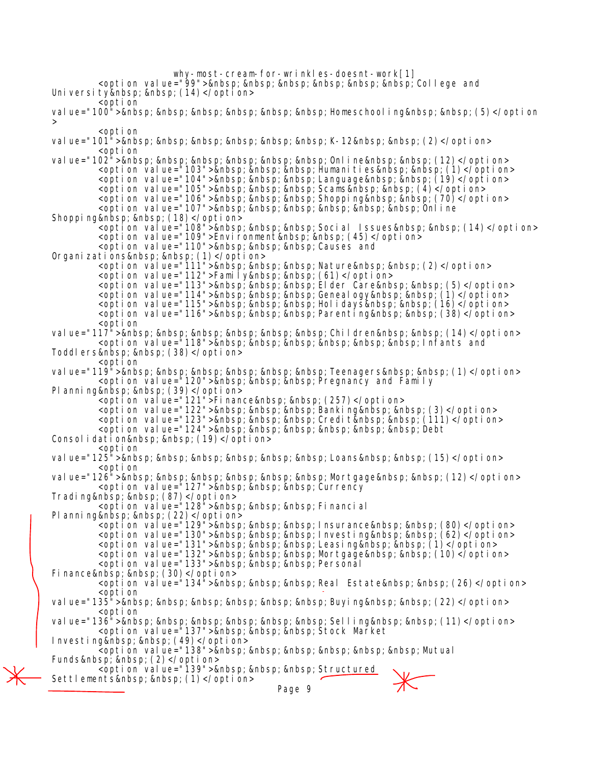```
        <option value="99">&nbsp;&nbsp;&nbsp;&nbsp;&nbsp;&nbsp;College and University&nbsp;&nbsp;(14)</option>
        <option value="100">&nbsp;&nbsp;&nbsp;&nbsp;&nbsp;&nbsp;Homeschooling&nbsp;&nbsp;(5)</option>
        <option value="101">&nbsp;&nbsp;&nbsp;&nbsp;&nbsp;&nbsp;K-12&nbsp;&nbsp;(2)</option>
        <option value="102">&nbsp;&nbsp;&nbsp;&nbsp;&nbsp;&nbsp;Online&nbsp;&nbsp;(12)</option>
        <option value="103">&nbsp;&nbsp;&nbsp;Humanities&nbsp;&nbsp;(1)</option>
        <option value="104">&nbsp;&nbsp;&nbsp;Language&nbsp;&nbsp;(19)</option>
        <option value="105">&nbsp;&nbsp;&nbsp;Scams&nbsp;&nbsp;(4)</option>
        <option value="106">&nbsp;&nbsp;&nbsp;Shopping&nbsp;&nbsp;(70)</option>
        <option value="107">&nbsp;&nbsp;&nbsp;&nbsp;&nbsp;&nbsp;Online Shopping&nbsp;&nbsp;(18)</option>
        <option value="108">&nbsp;&nbsp;&nbsp;Social Issues&nbsp;&nbsp;(14)</option>
        <option value="109">Environment&nbsp;&nbsp;(45)</option>
        <option value="110">&nbsp;&nbsp;&nbsp;Causes and Organizations&nbsp;&nbsp;(1)</option>
        <option value="111">&nbsp;&nbsp;&nbsp;Nature&nbsp;&nbsp;(2)</option>
        <option value="112">Family&nbsp;&nbsp;(61)</option>
        <option value="113">&nbsp;&nbsp;&nbsp;Elder Care&nbsp;&nbsp;(5)</option>
        <option value="114">&nbsp;&nbsp;&nbsp;Genealogy&nbsp;&nbsp;(1)</option>
        <option value="115">&nbsp;&nbsp;&nbsp;Holidays&nbsp;&nbsp;(16)</option>
        <option value="116">&nbsp;&nbsp;&nbsp;Parenting&nbsp;&nbsp;(38)</option>
        <option value="117">&nbsp;&nbsp;&nbsp;&nbsp;&nbsp;&nbsp;Children&nbsp;&nbsp;(14)</option>
        <option value="118">&nbsp;&nbsp;&nbsp;&nbsp;&nbsp;&nbsp;Infants and Toddlers&nbsp;&nbsp;(38)</option>
        <option value="119">&nbsp;&nbsp;&nbsp;&nbsp;&nbsp;&nbsp;Teenagers&nbsp;&nbsp;(1)</option>
        <option value="120">&nbsp;&nbsp;&nbsp;Pregnancy and Family Planning&nbsp;&nbsp;(39)</option>
        <option value="121">Finance&nbsp;&nbsp;(257)</option>
        <option value="122">&nbsp;&nbsp;&nbsp;Banking&nbsp;&nbsp;(3)</option>
        <option value="123">&nbsp;&nbsp;&nbsp;Credit&nbsp;&nbsp;(111)</option>
        <option value="124">&nbsp;&nbsp;&nbsp;&nbsp;&nbsp;&nbsp;Debt Consolidation&nbsp;&nbsp;(19)</option>
        <option value="125">&nbsp;&nbsp;&nbsp;&nbsp;&nbsp;&nbsp;Loans&nbsp;&nbsp;(15)</option>
        <option value="126">&nbsp;&nbsp;&nbsp;&nbsp;&nbsp;&nbsp;Mortgage&nbsp;&nbsp;(12)</option>
        <option value="127">&nbsp;&nbsp;&nbsp;Currency Trading&nbsp;&nbsp;(87)</option>
        <option value="128">&nbsp;&nbsp;&nbsp;Financial Planning&nbsp;&nbsp;(22)</option>
        <option value="129">&nbsp;&nbsp;&nbsp;Insurance&nbsp;&nbsp;(80)</option>
        <option value="130">&nbsp;&nbsp;&nbsp;Investing&nbsp;&nbsp;(62)</option>
        <option value="131">&nbsp;&nbsp;&nbsp;Leasing&nbsp;&nbsp;(1)</option>
        <option value="132">&nbsp;&nbsp;&nbsp;Mortgage&nbsp;&nbsp;(10)</option>
        <option value="133">&nbsp;&nbsp;&nbsp;Personal Finance&nbsp;&nbsp;(30)</option>
        <option value="134">&nbsp;&nbsp;&nbsp;Real Estate&nbsp;&nbsp;(26)</option>
        <option value="135">&nbsp;&nbsp;&nbsp;&nbsp;&nbsp;&nbsp;Buying&nbsp;&nbsp;(22)</option>
        <option value="136">&nbsp;&nbsp;&nbsp;&nbsp;&nbsp;&nbsp;Selling&nbsp;&nbsp;(11)</option>
        <option value="137">&nbsp;&nbsp;&nbsp;Stock Market Investing&nbsp;&nbsp;(49)</option>
        <option value="138">&nbsp;&nbsp;&nbsp;&nbsp;&nbsp;&nbsp;Mutual Funds&nbsp;&nbsp;(2)</option>
        <option value="139">&nbsp;&nbsp;&nbsp;Structured Settlements&nbsp;&nbsp;(1)</option>
```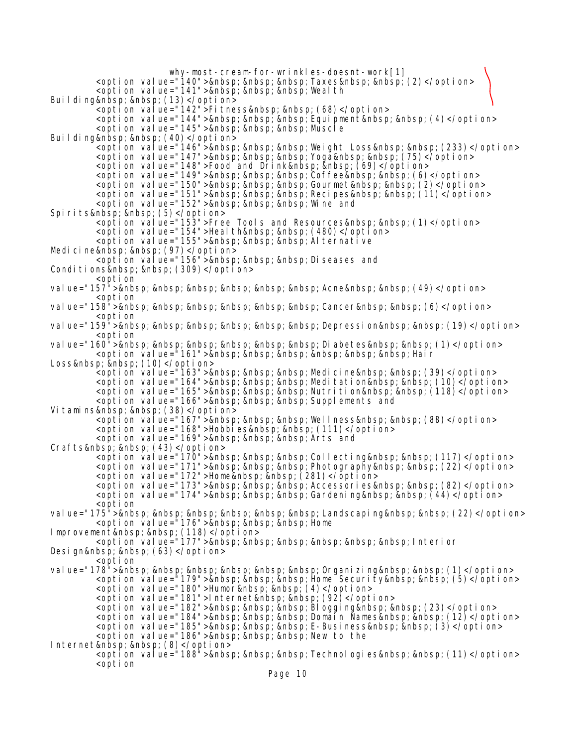```
        <option value="140">&nbsp;&nbsp;&nbsp;Taxes&nbsp;&nbsp;(2)</option>
        <option value="141">&nbsp;&nbsp;&nbsp;Wealth
Building&nbsp;&nbsp;(13)</option>
        <option value="142">Fitness&nbsp;&nbsp;(68)</option>
        <option value="144">&nbsp;&nbsp;&nbsp;Equipment&nbsp;&nbsp;(4)</option>
        <option value="145">&nbsp;&nbsp;&nbsp;Muscle
Building&nbsp;&nbsp;(40)</option>
        <option value="146">&nbsp;&nbsp;&nbsp;Weight Loss&nbsp;&nbsp;(233)</option>
        <option value="147">&nbsp;&nbsp;&nbsp;Yoga&nbsp;&nbsp;(75)</option>
        <option value="148">Food and Drink&nbsp;&nbsp;(69)</option>
        <option value="149">&nbsp;&nbsp;&nbsp;Coffee&nbsp;&nbsp;(6)</option>
        <option value="150">&nbsp;&nbsp;&nbsp;Gourmet&nbsp;&nbsp;(2)</option>
        <option value="151">&nbsp;&nbsp;&nbsp;Recipes&nbsp;&nbsp;(11)</option>
        <option value="152">&nbsp;&nbsp;&nbsp;Wine and
Spirits&nbsp;&nbsp;(5)</option>
        <option value="153">Free Tools and Resources&nbsp;&nbsp;(1)</option>
        <option value="154">Health&nbsp;&nbsp;(480)</option>
        <option value="155">&nbsp;&nbsp;&nbsp;Alternative
Medicine&nbsp;&nbsp;(97)</option>
        <option value="156">&nbsp;&nbsp;&nbsp;Diseases and
Conditions&nbsp;&nbsp;(309)</option>
        <option
value="157">&nbsp;&nbsp;&nbsp;&nbsp;&nbsp;&nbsp;Acne&nbsp;&nbsp;(49)</option>
        <option
value="158">&nbsp;&nbsp;&nbsp;&nbsp;&nbsp;&nbsp;Cancer&nbsp;&nbsp;(6)</option>
        <option
value="159">&nbsp;&nbsp;&nbsp;&nbsp;&nbsp;&nbsp;Depression&nbsp;&nbsp;(19)</option>
        <option
value="160">&nbsp;&nbsp;&nbsp;&nbsp;&nbsp;&nbsp;Diabetes&nbsp;&nbsp;(1)</option>
        <option value="161">&nbsp;&nbsp;&nbsp;&nbsp;&nbsp;&nbsp;Hair
Loss&nbsp;&nbsp;(10)</option>
        <option value="163">&nbsp;&nbsp;&nbsp;Medicine&nbsp;&nbsp;(39)</option>
        <option value="164">&nbsp;&nbsp;&nbsp;Meditation&nbsp;&nbsp;(10)</option>
        <option value="165">&nbsp;&nbsp;&nbsp;Nutrition&nbsp;&nbsp;(118)</option>
        <option value="166">&nbsp;&nbsp;&nbsp;Supplements and
Vitamins&nbsp;&nbsp;(38)</option>
        <option value="167">&nbsp;&nbsp;&nbsp;Wellness&nbsp;&nbsp;(88)</option>
        <option value="168">Hobbies&nbsp;&nbsp;(111)</option>
        <option value="169">&nbsp;&nbsp;&nbsp;Arts and
Crafts&nbsp;&nbsp;(43)</option>
        <option value="170">&nbsp;&nbsp;&nbsp;Collecting&nbsp;&nbsp;(117)</option>
        <option value="171">&nbsp;&nbsp;&nbsp;Photography&nbsp;&nbsp;(22)</option>
        <option value="172">Home&nbsp;&nbsp;(281)</option>
        <option value="173">&nbsp;&nbsp;&nbsp;Accessories&nbsp;&nbsp;(82)</option>
        <option value="174">&nbsp;&nbsp;&nbsp;Gardening&nbsp;&nbsp;(44)</option>
        <option
value="175">&nbsp;&nbsp;&nbsp;&nbsp;&nbsp;&nbsp;Landscaping&nbsp;&nbsp;(22)</option>
        <option value="176">&nbsp;&nbsp;&nbsp;Home
Improvement&nbsp;&nbsp;(118)</option>
        <option value="177">&nbsp;&nbsp;&nbsp;&nbsp;&nbsp;&nbsp;Interior
Design&nbsp;&nbsp;(63)</option>
        <option
value="178">&nbsp;&nbsp;&nbsp;&nbsp;&nbsp;&nbsp;Organizing&nbsp;&nbsp;(1)</option>
        <option value="179">&nbsp;&nbsp;&nbsp;Home Security&nbsp;&nbsp;(5)</option>
        <option value="180">Humor&nbsp;&nbsp;(4)</option>
        <option value="181">Internet&nbsp;&nbsp;(92)</option>
        <option value="182">&nbsp;&nbsp;&nbsp;Blogging&nbsp;&nbsp;(23)</option>
        <option value="184">&nbsp;&nbsp;&nbsp;Domain Names&nbsp;&nbsp;(12)</option>
        <option value="185">&nbsp;&nbsp;&nbsp;E-Business&nbsp;&nbsp;(3)</option>
        <option value="186">&nbsp;&nbsp;&nbsp;New to the
Internet&nbsp;&nbsp;(8)</option>
        <option value="188">&nbsp;&nbsp;&nbsp;Technologies&nbsp;&nbsp;(11)</option>
        <option
```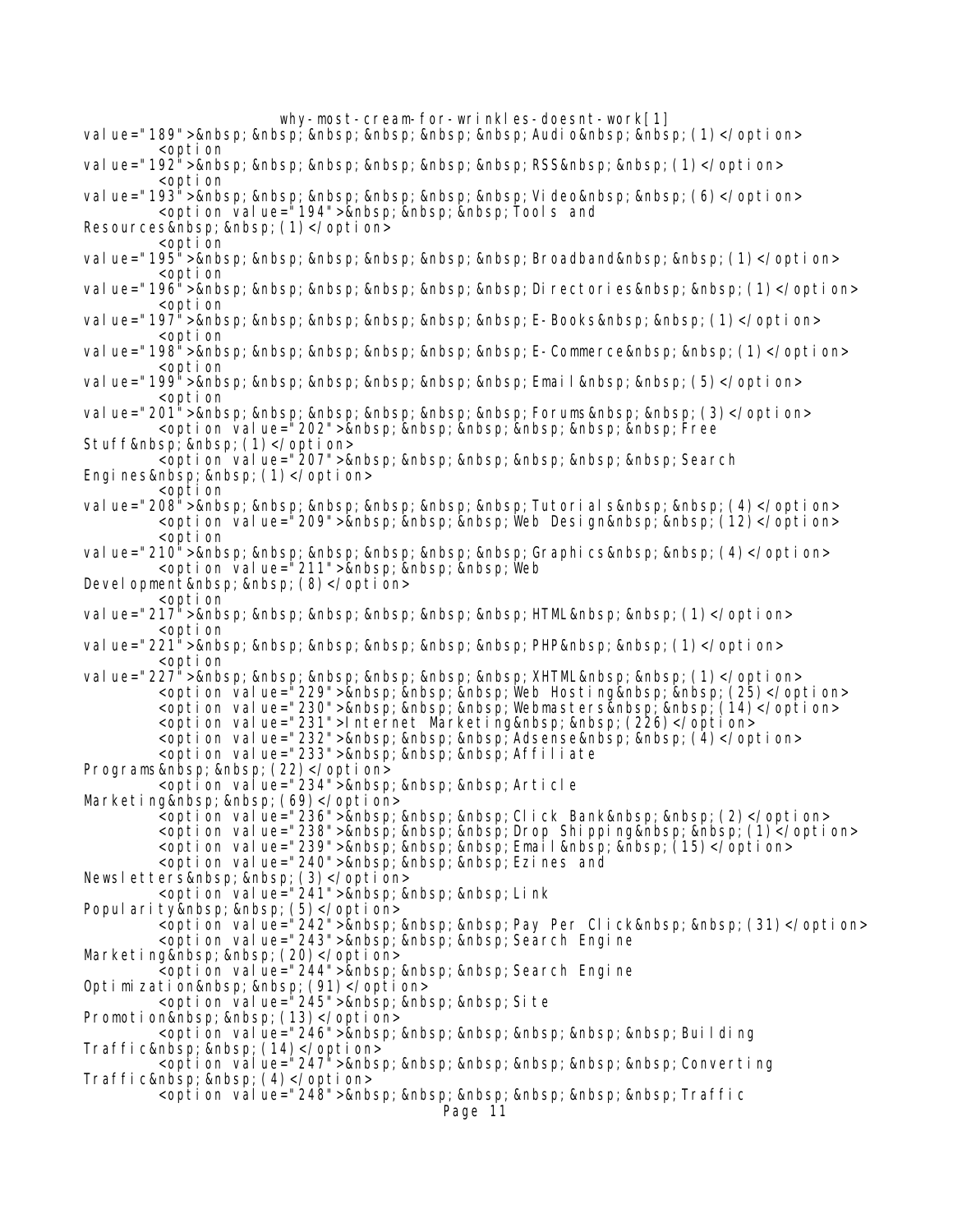```
value="189">&nbsp;&nbsp;&nbsp;&nbsp;&nbsp;&nbsp;Audio&nbsp;&nbsp;(1)</option>
        <option
value="192">&nbsp;&nbsp;&nbsp;&nbsp;&nbsp;&nbsp;RSS&nbsp;&nbsp;(1)</option>
        <option
value="193">&nbsp;&nbsp;&nbsp;&nbsp;&nbsp;&nbsp;Video&nbsp;&nbsp;(6)</option>
        <option value="194">&nbsp;&nbsp;&nbsp;Tools and
Resources&nbsp;&nbsp;(1)</option>
        <option
value="195">&nbsp;&nbsp;&nbsp;&nbsp;&nbsp;&nbsp;Broadband&nbsp;&nbsp;(1)</option>
        <option
value="196">&nbsp;&nbsp;&nbsp;&nbsp;&nbsp;&nbsp;Directories&nbsp;&nbsp;(1)</option>
        <option
value="197">&nbsp;&nbsp;&nbsp;&nbsp;&nbsp;&nbsp;E-Books&nbsp;&nbsp;(1)</option>
        <option
value="198">&nbsp;&nbsp;&nbsp;&nbsp;&nbsp;&nbsp;E-Commerce&nbsp;&nbsp;(1)</option>
        <option
value="199">&nbsp;&nbsp;&nbsp;&nbsp;&nbsp;&nbsp;Email&nbsp;&nbsp;(5)</option>
        <option
value="201">&nbsp;&nbsp;&nbsp;&nbsp;&nbsp;&nbsp;Forums&nbsp;&nbsp;(3)</option>
        <option value="202">&nbsp;&nbsp;&nbsp;&nbsp;&nbsp;&nbsp;Free
Stuff&nbsp;&nbsp;(1)</option>
        <option value="207">&nbsp;&nbsp;&nbsp;&nbsp;&nbsp;&nbsp;Search
Engines&nbsp;&nbsp;(1)</option>
        <option
value="208">&nbsp;&nbsp;&nbsp;&nbsp;&nbsp;&nbsp;Tutorials&nbsp;&nbsp;(4)</option>
        <option value="209">&nbsp;&nbsp;&nbsp;Web Design&nbsp;&nbsp;(12)</option>
        <option
value="210">&nbsp;&nbsp;&nbsp;&nbsp;&nbsp;&nbsp;Graphics&nbsp;&nbsp;(4)</option>
        <option value="211">&nbsp;&nbsp;&nbsp;Web
Development&nbsp;&nbsp;(8)</option>
        <option
value="217">&nbsp;&nbsp;&nbsp;&nbsp;&nbsp;&nbsp;HTML&nbsp;&nbsp;(1)</option>
        <option
value="221">&nbsp;&nbsp;&nbsp;&nbsp;&nbsp;&nbsp;PHP&nbsp;&nbsp;(1)</option>
        <option
value="227">&nbsp;&nbsp;&nbsp;&nbsp;&nbsp;&nbsp;XHTML&nbsp;&nbsp;(1)</option>
        <option value="229">&nbsp;&nbsp;&nbsp;Web Hosting&nbsp;&nbsp;(25)</option>
        <option value="230">&nbsp;&nbsp;&nbsp;Webmasters&nbsp;&nbsp;(14)</option>
        <option value="231">Internet Marketing&nbsp;&nbsp;(226)</option>
        <option value="232">&nbsp;&nbsp;&nbsp;Adsense&nbsp;&nbsp;(4)</option>
        <option value="233">&nbsp;&nbsp;&nbsp;Affiliate
Programs&nbsp;&nbsp;(22)</option>
        <option value="234">&nbsp;&nbsp;&nbsp;Article
Marketing&nbsp;&nbsp;(69)</option>
        <option value="236">&nbsp;&nbsp;&nbsp;Click Bank&nbsp;&nbsp;(2)</option>
        <option value="238">&nbsp;&nbsp;&nbsp;Drop Shipping&nbsp;&nbsp;(1)</option>
        <option value="239">&nbsp;&nbsp;&nbsp;Email&nbsp;&nbsp;(15)</option>
        <option value="240">&nbsp;&nbsp;&nbsp;Ezines and
Newsletters&nbsp;&nbsp;(3)</option>
        <option value="241">&nbsp;&nbsp;&nbsp;Link
Popularity&nbsp;&nbsp;(5)</option>
        <option value="242">&nbsp;&nbsp;&nbsp;Pay Per Click&nbsp;&nbsp;(31)</option>
        <option value="243">&nbsp;&nbsp;&nbsp;Search Engine
Marketing&nbsp;&nbsp;(20)</option>
        <option value="244">&nbsp;&nbsp;&nbsp;Search Engine
Optimization&nbsp;&nbsp;(91)</option>
        <option value="245">&nbsp;&nbsp;&nbsp;Site
Promotion&nbsp;&nbsp;(13)</option>
        <option value="246">&nbsp;&nbsp;&nbsp;&nbsp;&nbsp;&nbsp;Building
Traffic&nbsp;&nbsp;(14)</option>
        <option value="247">&nbsp;&nbsp;&nbsp;&nbsp;&nbsp;&nbsp;Converting
Traffic&nbsp;&nbsp;(4)</option>
        <option value="248">&nbsp;&nbsp;&nbsp;&nbsp;&nbsp;&nbsp;Traffic
```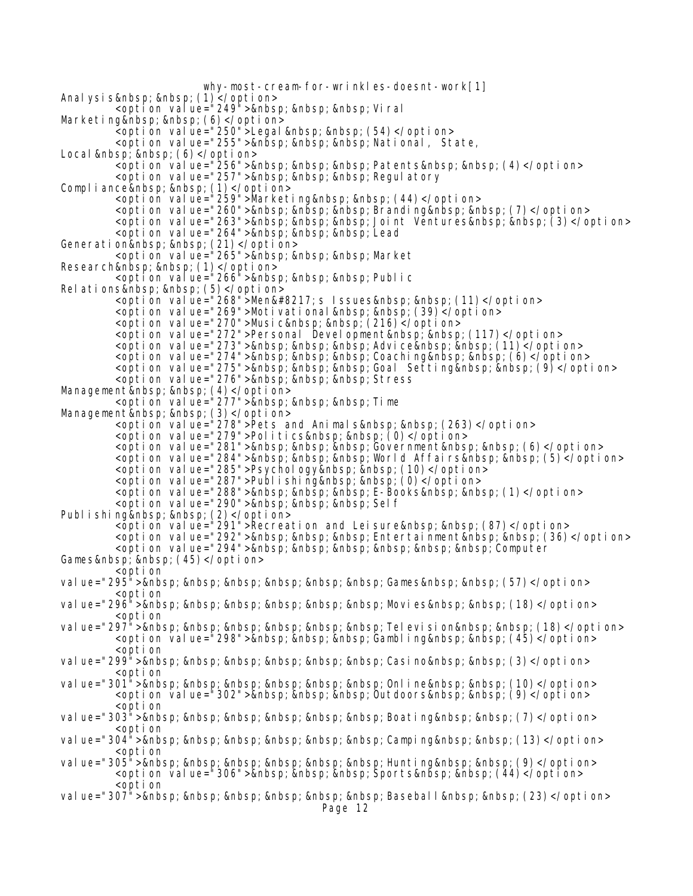```
Analysis&nbsp;&nbsp;(1)</option>
        <option value="249">&nbsp;&nbsp;&nbsp;Viral
Marketing&nbsp;&nbsp;(6)</option>
        <option value="250">Legal&nbsp;&nbsp;(54)</option>
        <option value="255">&nbsp;&nbsp;&nbsp;National, State,
Local&nbsp;&nbsp;(6)</option>
        <option value="256">&nbsp;&nbsp;&nbsp;Patents&nbsp;&nbsp;(4)</option>
        <option value="257">&nbsp;&nbsp;&nbsp;Regulatory
Compliance&nbsp;&nbsp;(1)</option>
        <option value="259">Marketing&nbsp;&nbsp;(44)</option>
        <option value="260">&nbsp;&nbsp;&nbsp;Branding&nbsp;&nbsp;(7)</option>
        <option value="263">&nbsp;&nbsp;&nbsp;Joint Ventures&nbsp;&nbsp;(3)</option>
        <option value="264">&nbsp;&nbsp;&nbsp;Lead
Generation&nbsp;&nbsp;(21)</option>
        <option value="265">&nbsp;&nbsp;&nbsp;Market
Research&nbsp;&nbsp;(1)</option>
        <option value="266">&nbsp;&nbsp;&nbsp;Public
Relations&nbsp;&nbsp;(5)</option>
        <option value="268">Men&#8217;s Issues&nbsp;&nbsp;(11)</option>
        <option value="269">Motivational&nbsp;&nbsp;(39)</option>
        <option value="270">Music&nbsp;&nbsp;(216)</option>
        <option value="272">Personal Development&nbsp;&nbsp;(117)</option>
        <option value="273">&nbsp;&nbsp;&nbsp;Advice&nbsp;&nbsp;(11)</option>
        <option value="274">&nbsp;&nbsp;&nbsp;Coaching&nbsp;&nbsp;(6)</option>
        <option value="275">&nbsp;&nbsp;&nbsp;Goal Setting&nbsp;&nbsp;(9)</option>
        <option value="276">&nbsp;&nbsp;&nbsp;Stress
Management&nbsp;&nbsp;(4)</option>
        <option value="277">&nbsp;&nbsp;&nbsp;Time
Management&nbsp;&nbsp;(3)</option>
        <option value="278">Pets and Animals&nbsp;&nbsp;(263)</option>
        <option value="279">Politics&nbsp;&nbsp;(0)</option>
        <option value="281">&nbsp;&nbsp;&nbsp;Government&nbsp;&nbsp;(6)</option>
        <option value="284">&nbsp;&nbsp;&nbsp;World Affairs&nbsp;&nbsp;(5)</option>
        <option value="285">Psychology&nbsp;&nbsp;(10)</option>
        <option value="287">Publishing&nbsp;&nbsp;(0)</option>
        <option value="288">&nbsp;&nbsp;&nbsp;E-Books&nbsp;&nbsp;(1)</option>
        <option value="290">&nbsp;&nbsp;&nbsp;Self
Publishing&nbsp;&nbsp;(2)</option>
        <option value="291">Recreation and Leisure&nbsp;&nbsp;(87)</option>
        <option value="292">&nbsp;&nbsp;&nbsp;Entertainment&nbsp;&nbsp;(36)</option>
        <option value="294">&nbsp;&nbsp;&nbsp;&nbsp;&nbsp;&nbsp;Computer
Games&nbsp;&nbsp;(45)</option>
        <option
value="295">&nbsp;&nbsp;&nbsp;&nbsp;&nbsp;&nbsp;Games&nbsp;&nbsp;(57)</option>
        <option
value="296">&nbsp;&nbsp;&nbsp;&nbsp;&nbsp;&nbsp;Movies&nbsp;&nbsp;(18)</option>
        <option
value="297">&nbsp;&nbsp;&nbsp;&nbsp;&nbsp;&nbsp;Television&nbsp;&nbsp;(18)</option>
        <option value="298">&nbsp;&nbsp;&nbsp;Gambling&nbsp;&nbsp;(45)</option>
        <option
value="299">&nbsp;&nbsp;&nbsp;&nbsp;&nbsp;&nbsp;Casino&nbsp;&nbsp;(3)</option>
        <option
value="301">&nbsp;&nbsp;&nbsp;&nbsp;&nbsp;&nbsp;Online&nbsp;&nbsp;(10)</option>
        <option value="302">&nbsp;&nbsp;&nbsp;Outdoors&nbsp;&nbsp;(9)</option>
        <option
value="303">&nbsp;&nbsp;&nbsp;&nbsp;&nbsp;&nbsp;Boating&nbsp;&nbsp;(7)</option>
        <option
value="304">&nbsp;&nbsp;&nbsp;&nbsp;&nbsp;&nbsp;Camping&nbsp;&nbsp;(13)</option>
        <option
value="305">&nbsp;&nbsp;&nbsp;&nbsp;&nbsp;&nbsp;Hunting&nbsp;&nbsp;(9)</option>
        <option value="306">&nbsp;&nbsp;&nbsp;Sports&nbsp;&nbsp;(44)</option>
        <option
value="307">&nbsp;&nbsp;&nbsp;&nbsp;&nbsp;&nbsp;Baseball&nbsp;&nbsp;(23)</option>
```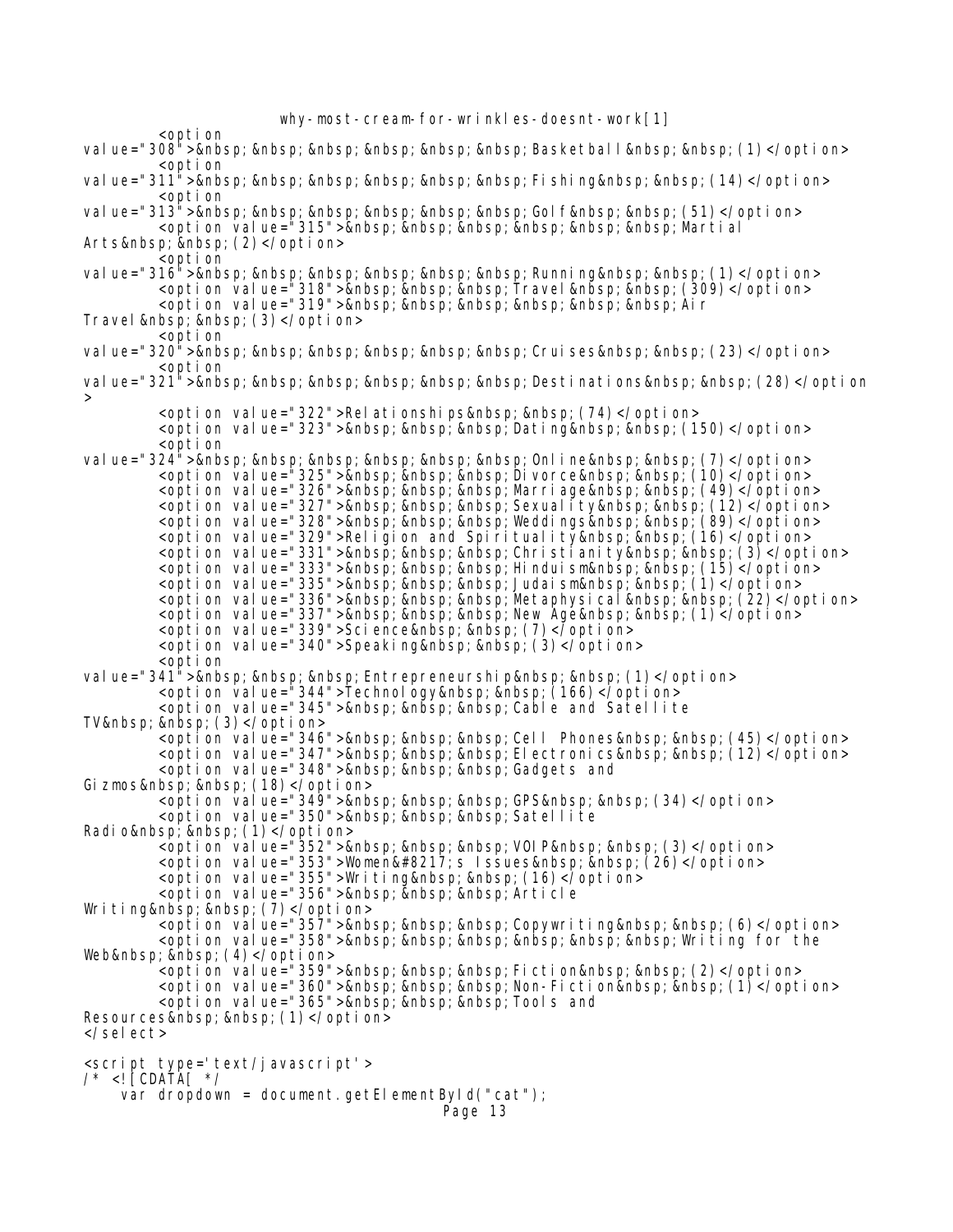```
        <option
value="308">&nbsp;&nbsp;&nbsp;&nbsp;&nbsp;&nbsp;Basketball&nbsp;&nbsp;(1)</option>
        <option
value="311">&nbsp;&nbsp;&nbsp;&nbsp;&nbsp;&nbsp;Fishing&nbsp;&nbsp;(14)</option>
        <option
value="313">&nbsp;&nbsp;&nbsp;&nbsp;&nbsp;&nbsp;Golf&nbsp;&nbsp;(51)</option>
        <option value="315">&nbsp;&nbsp;&nbsp;&nbsp;&nbsp;&nbsp;Martial
Arts&nbsp;&nbsp;(2)</option>
        <option
value="316">&nbsp;&nbsp;&nbsp;&nbsp;&nbsp;&nbsp;Running&nbsp;&nbsp;(1)</option>
        <option value="318">&nbsp;&nbsp;&nbsp;Travel&nbsp;&nbsp;(309)</option>
        <option value="319">&nbsp;&nbsp;&nbsp;&nbsp;&nbsp;&nbsp;Air
Travel&nbsp;&nbsp;(3)</option>
        <option
value="320">&nbsp;&nbsp;&nbsp;&nbsp;&nbsp;&nbsp;Cruises&nbsp;&nbsp;(23)</option>
        <option
value="321">&nbsp;&nbsp;&nbsp;&nbsp;&nbsp;&nbsp;Destinations&nbsp;&nbsp;(28)</option
>
        <option value="322">Relationships&nbsp;&nbsp;(74)</option>
        <option value="323">&nbsp;&nbsp;&nbsp;Dating&nbsp;&nbsp;(150)</option>
        <option
value="324">&nbsp;&nbsp;&nbsp;&nbsp;&nbsp;&nbsp;Online&nbsp;&nbsp;(7)</option>
        <option value="325">&nbsp;&nbsp;&nbsp;Divorce&nbsp;&nbsp;(10)</option>
        <option value="326">&nbsp;&nbsp;&nbsp;Marriage&nbsp;&nbsp;(49)</option>
        <option value="327">&nbsp;&nbsp;&nbsp;Sexuality&nbsp;&nbsp;(12)</option>
        <option value="328">&nbsp;&nbsp;&nbsp;Weddings&nbsp;&nbsp;(89)</option>
        <option value="329">Religion and Spirituality&nbsp;&nbsp;(16)</option>
        <option value="331">&nbsp;&nbsp;&nbsp;Christianity&nbsp;&nbsp;(3)</option>
        <option value="333">&nbsp;&nbsp;&nbsp;Hinduism&nbsp;&nbsp;(15)</option>
        <option value="335">&nbsp;&nbsp;&nbsp;Judaism&nbsp;&nbsp;(1)</option>
        <option value="336">&nbsp;&nbsp;&nbsp;Metaphysical&nbsp;&nbsp;(22)</option>
        <option value="337">&nbsp;&nbsp;&nbsp;New Age&nbsp;&nbsp;(1)</option>
        <option value="339">Science&nbsp;&nbsp;(7)</option>
        <option value="340">Speaking&nbsp;&nbsp;(3)</option>
        <option
value="341">&nbsp;&nbsp;&nbsp;Entrepreneurship&nbsp;&nbsp;(1)</option>
        <option value="344">Technology&nbsp;&nbsp;(166)</option>
        <option value="345">&nbsp;&nbsp;&nbsp;Cable and Satellite
TV&nbsp;&nbsp;(3)</option>
        <option value="346">&nbsp;&nbsp;&nbsp;Cell Phones&nbsp;&nbsp;(45)</option>
        <option value="347">&nbsp;&nbsp;&nbsp;Electronics&nbsp;&nbsp;(12)</option>
        <option value="348">&nbsp;&nbsp;&nbsp;Gadgets and
Gizmos&nbsp;&nbsp;(18)</option>
        <option value="349">&nbsp;&nbsp;&nbsp;GPS&nbsp;&nbsp;(34)</option>
        <option value="350">&nbsp;&nbsp;&nbsp;Satellite
Radio&nbsp;&nbsp;(1)</option>
        <option value="352">&nbsp;&nbsp;&nbsp;VOIP&nbsp;&nbsp;(3)</option>
        <option value="353">Women&#8217;s Issues&nbsp;&nbsp;(26)</option>
        <option value="355">Writing&nbsp;&nbsp;(16)</option>
        <option value="356">&nbsp;&nbsp;&nbsp;Article
Writing&nbsp;&nbsp;(7)</option>
        <option value="357">&nbsp;&nbsp;&nbsp;Copywriting&nbsp;&nbsp;(6)</option>
        <option value="358">&nbsp;&nbsp;&nbsp;&nbsp;&nbsp;&nbsp;Writing for the
Web&nbsp;&nbsp;(4)</option>
        <option value="359">&nbsp;&nbsp;&nbsp;Fiction&nbsp;&nbsp;(2)</option>
        <option value="360">&nbsp;&nbsp;&nbsp;Non-Fiction&nbsp;&nbsp;(1)</option>
        <option value="365">&nbsp;&nbsp;&nbsp;Tools and
Resources&nbsp;&nbsp;(1)</option>
</select>

<script type='text/javascript'>
/* <![CDATA[ */
    var dropdown = document.getElementById("cat");
```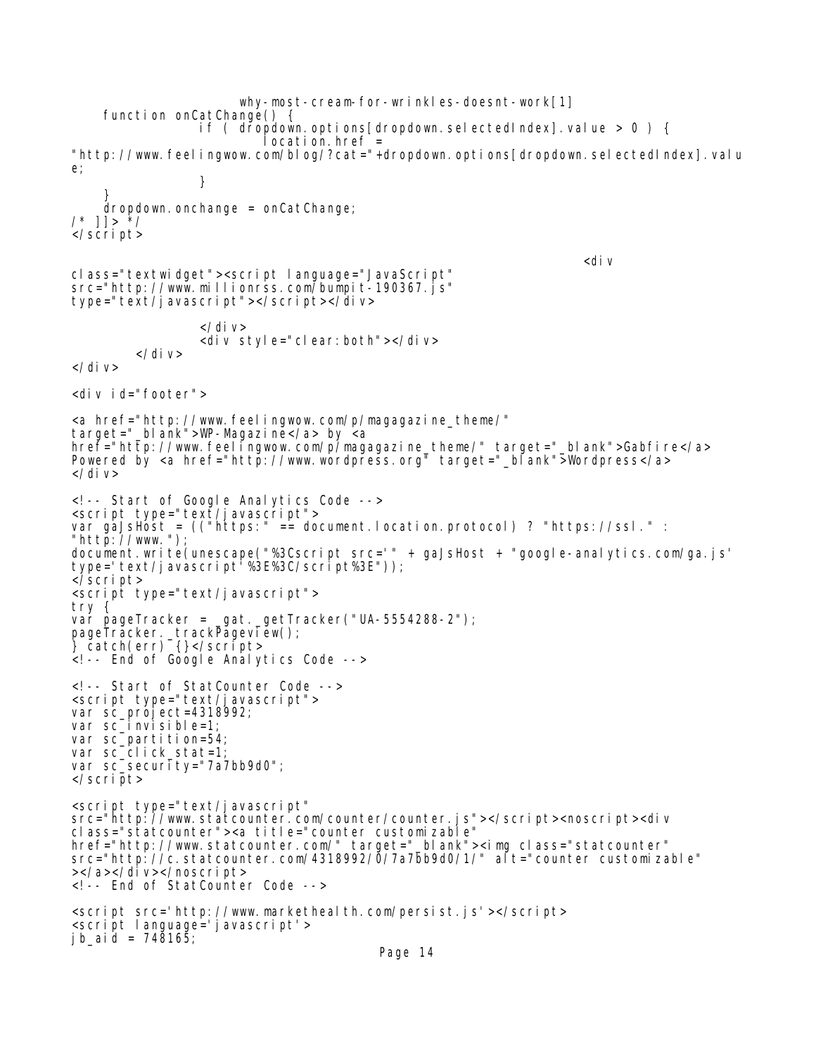```
        function onCatChange() {
                if ( dropdown.options[dropdown.selectedIndex].value > 0 ) {
                        location.href =
"http://www.feelingwow.com/blog/?cat="+dropdown.options[dropdown.selectedIndex].valu
e;
                }
        }
        dropdown.onchange = onCatChange;
/* ]]> */
</script>

                                                                        <div
class="textwidget"><script language="JavaScript"
src="http://www.millionrss.com/bumpit-190367.js"
type="text/javascript"></script></div>

                </div>
                <div style="clear:both"></div>
        </div>
</div>

<div id="footer">

<a href="http://www.feelingwow.com/p/magagazine_theme/"
target="_blank">WP-Magazine</a> by <a
href="http://www.feelingwow.com/p/magagazine_theme/" target="_blank">Gabfire</a>
Powered by <a href="http://www.wordpress.org" target="_blank">Wordpress</a>
</div>

<!-- Start of Google Analytics Code -->
<script type="text/javascript">
var gaJsHost = (("https:" == document.location.protocol) ? "https://ssl." :
"http://www.");
document.write(unescape("%3Cscript src='" + gaJsHost + "google-analytics.com/ga.js'
type='text/javascript'%3E%3C/script%3E"));
</script>
<script type="text/javascript">
try {
var pageTracker = _gat._getTracker("UA-5554288-2");
pageTracker._trackPageview();
} catch(err) {}</script>
<!-- End of Google Analytics Code -->

<!-- Start of StatCounter Code -->
<script type="text/javascript">
var sc_project=4318992;
var sc_invisible=1;
var sc_partition=54;
var sc_click_stat=1;
var sc_security="7a7bb9d0";
</script>

<script type="text/javascript"
src="http://www.statcounter.com/counter/counter.js"></script><noscript><div
class="statcounter"><a title="counter customizable"
href="http://www.statcounter.com/" target="_blank"><img class="statcounter"
src="http://c.statcounter.com/4318992/0/7a7bb9d0/1/" alt="counter customizable"
></a></div></noscript>
<!-- End of StatCounter Code -->

<script src='http://www.markethealth.com/persist.js'></script>
<script language='javascript'>
jb_aid = 748165;
```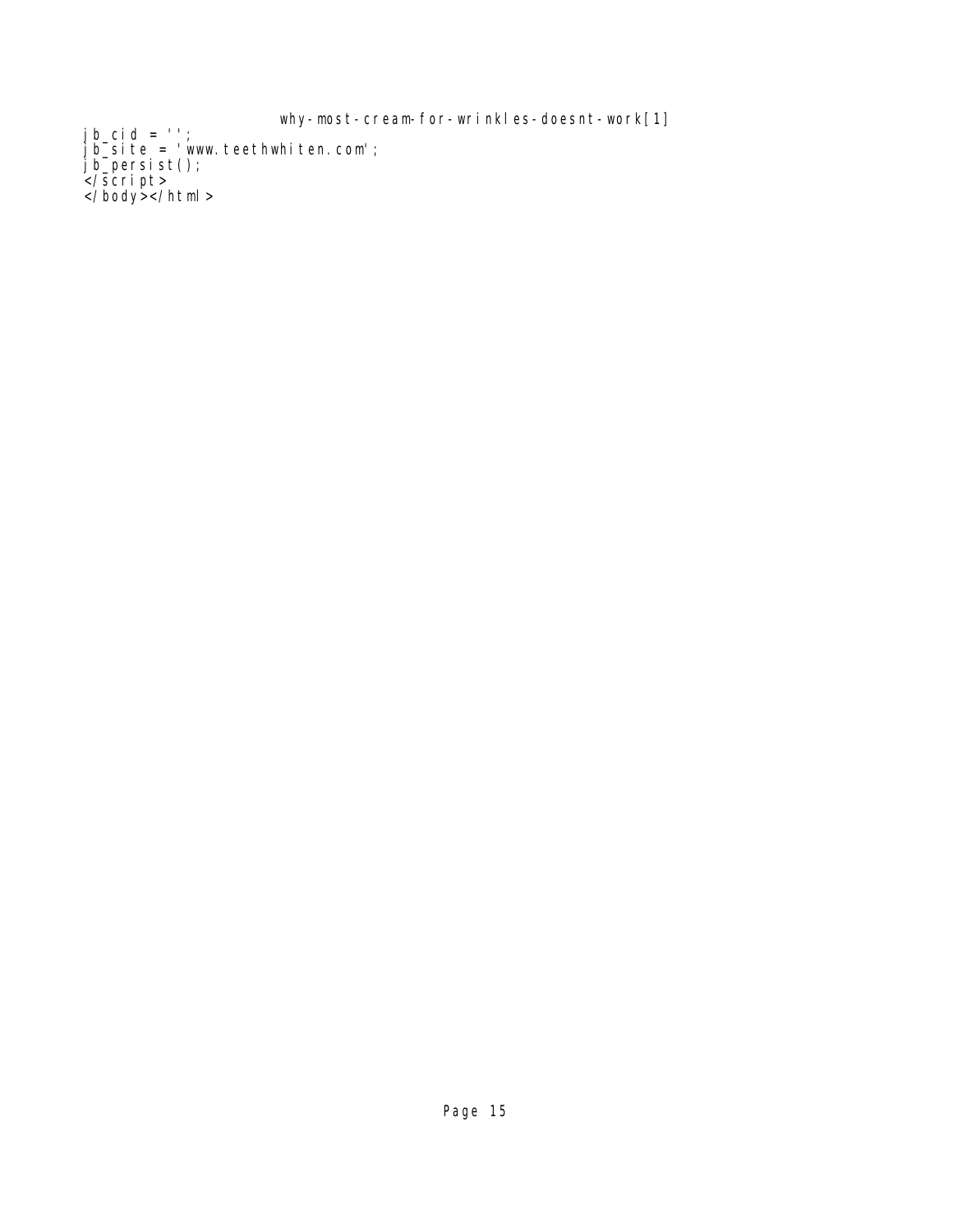```
jb_cid = '';
jb_site = 'www.teethwhiten.com';
jb_persist();
</script>
</body></html>
```